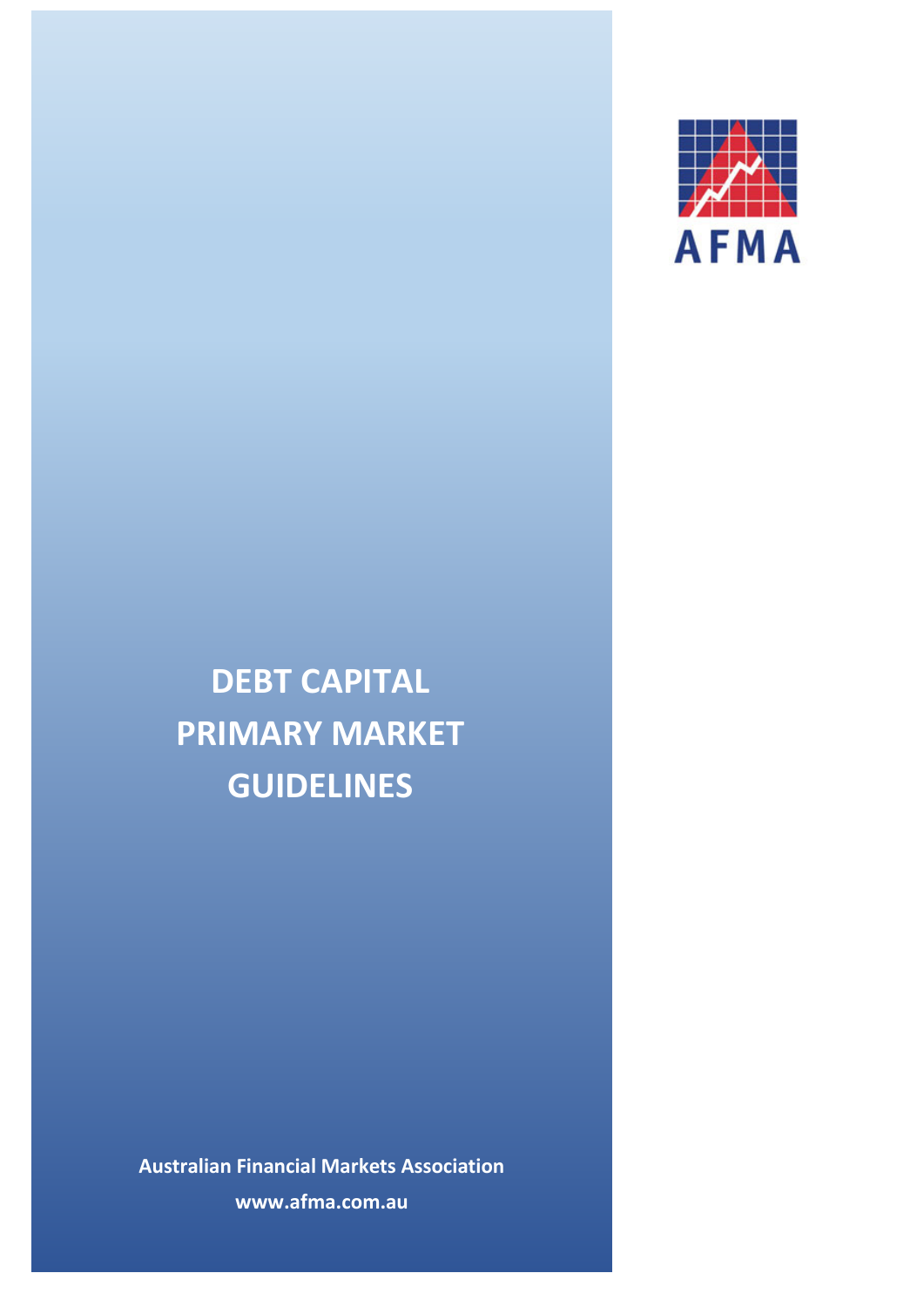AFMA

# DEBT CAPITAL PRIMARY MARKET GUIDELINES

**Australian Financial Markets Association**

**www.afma.com.au**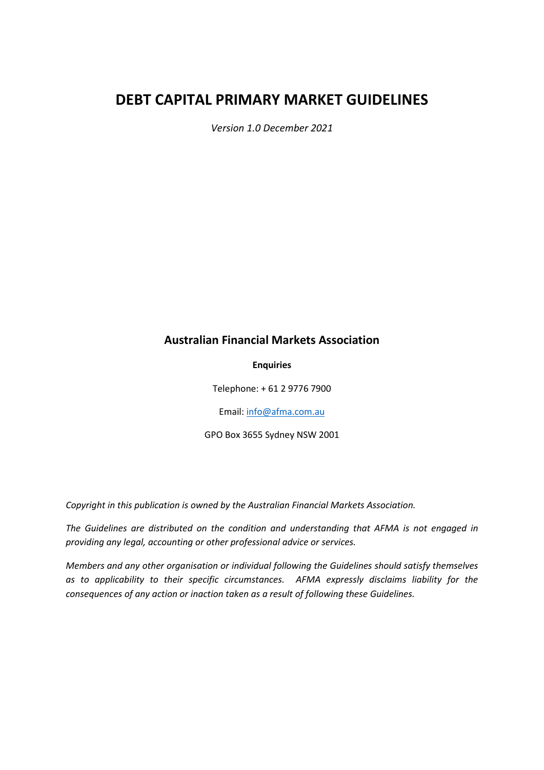# DEBT CAPITAL PRIMARY MARKET GUIDELINES

*Version 1.0 December 2021*

## Australian Financial Markets Association

**Enquiries**

Telephone: + 61 2 9776 7900

Email: info@afma.com.au

GPO Box 3655 Sydney NSW 2001

*Copyright in this publication is owned by the Australian Financial Markets Association.*

*The Guidelines are distributed on the condition and understanding that AFMA is not engaged in providing any legal, accounting or other professional advice or services.*

*Members and any other organisation or individual following the Guidelines should satisfy themselves as to applicability to their specific circumstances. AFMA expressly disclaims liability for the consequences of any action or inaction taken as a result of following these Guidelines.*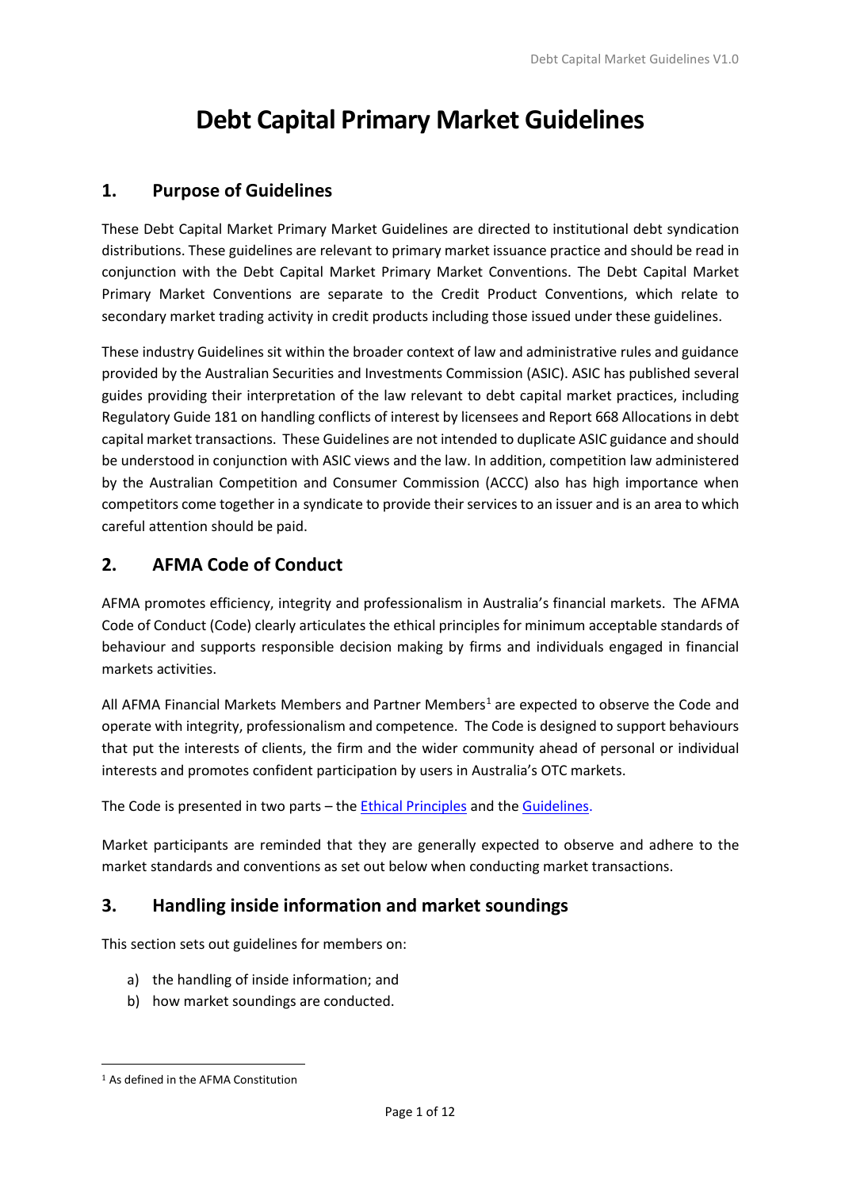# Debt Capital Primary Market Guidelines

## 1. Purpose of Guidelines

These Debt Capital Market Primary Market Guidelines are directed to institutional debt syndication distributions. These guidelines are relevant to primary market issuance practice and should be read in conjunction with the Debt Capital Market Primary Market Conventions. The Debt Capital Market Primary Market Conventions are separate to the Credit Product Conventions, which relate to secondary market trading activity in credit products including those issued under these guidelines.

These industry Guidelines sit within the broader context of law and administrative rules and guidance provided by the Australian Securities and Investments Commission (ASIC). ASIC has published several guides providing their interpretation of the law relevant to debt capital market practices, including Regulatory Guide 181 on handling conflicts of interest by licensees and Report 668 Allocations in debt capital market transactions. These Guidelines are not intended to duplicate ASIC guidance and should be understood in conjunction with ASIC views and the law. In addition, competition law administered by the Australian Competition and Consumer Commission (ACCC) also has high importance when competitors come together in a syndicate to provide their services to an issuer and is an area to which careful attention should be paid.

## 2. AFMA Code of Conduct

AFMA promotes efficiency, integrity and professionalism in Australia's financial markets. The AFMA Code of Conduct (Code) clearly articulates the ethical principles for minimum acceptable standards of behaviour and supports responsible decision making by firms and individuals engaged in financial markets activities.

All AFMA Financial Markets Members and Partner Members[1] are expected to observe the Code and operate with integrity, professionalism and competence. The Code is designed to support behaviours that put the interests of clients, the firm and the wider community ahead of personal or individual interests and promotes confident participation by users in Australia's OTC markets.

The Code is presented in two parts – the [Ethical Principles]() and the [Guidelines]().

Market participants are reminded that they are generally expected to observe and adhere to the market standards and conventions as set out below when conducting market transactions.

## 3. Handling inside information and market soundings

This section sets out guidelines for members on:

a) the handling of inside information; and
b) how market soundings are conducted.

[1] As defined in the AFMA Constitution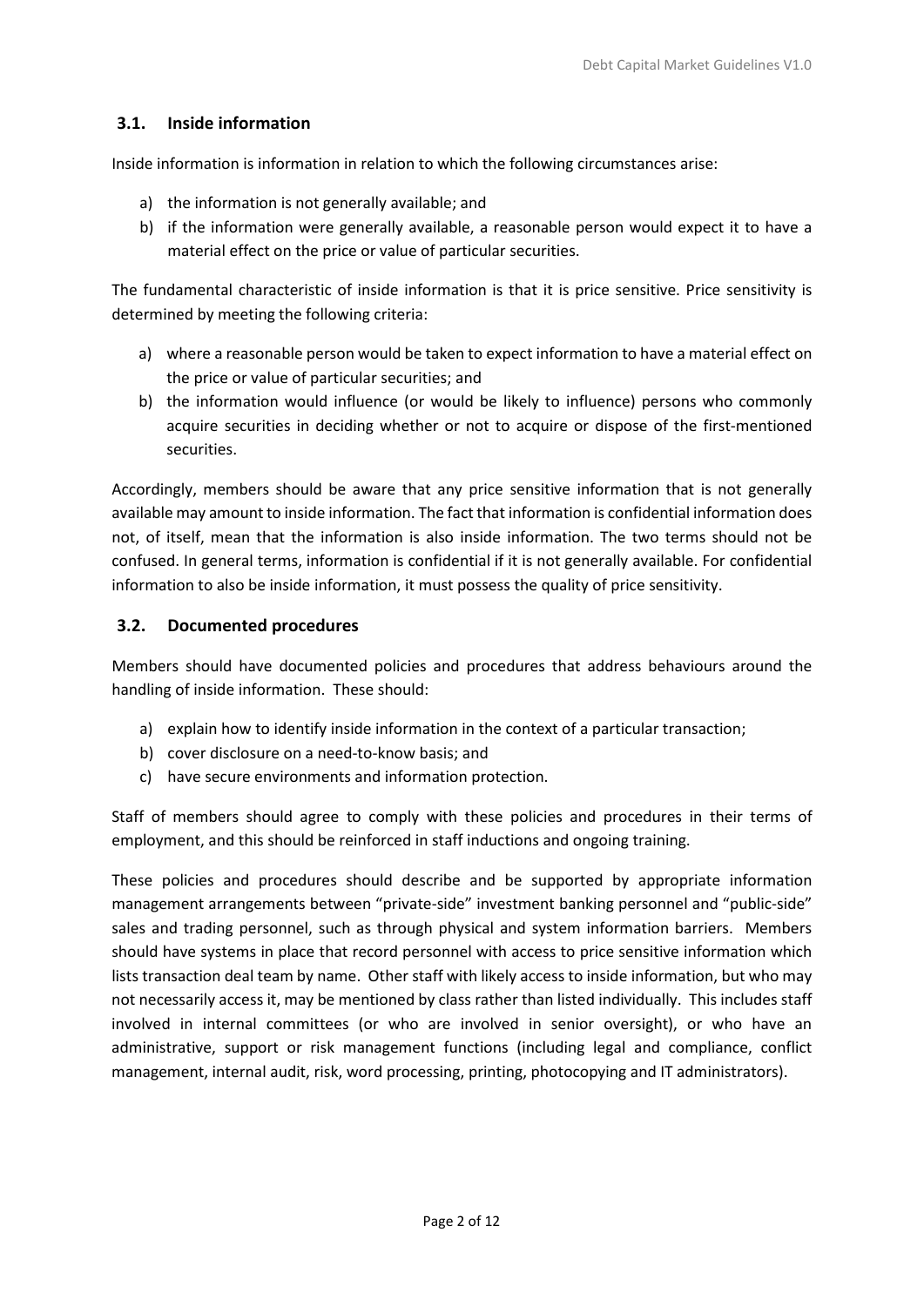## 3.1. Inside information

Inside information is information in relation to which the following circumstances arise:

a) the information is not generally available; and
b) if the information were generally available, a reasonable person would expect it to have a material effect on the price or value of particular securities.

The fundamental characteristic of inside information is that it is price sensitive. Price sensitivity is determined by meeting the following criteria:

a) where a reasonable person would be taken to expect information to have a material effect on the price or value of particular securities; and
b) the information would influence (or would be likely to influence) persons who commonly acquire securities in deciding whether or not to acquire or dispose of the first-mentioned securities.

Accordingly, members should be aware that any price sensitive information that is not generally available may amount to inside information. The fact that information is confidential information does not, of itself, mean that the information is also inside information. The two terms should not be confused. In general terms, information is confidential if it is not generally available. For confidential information to also be inside information, it must possess the quality of price sensitivity.

## 3.2. Documented procedures

Members should have documented policies and procedures that address behaviours around the handling of inside information. These should:

a) explain how to identify inside information in the context of a particular transaction;
b) cover disclosure on a need-to-know basis; and
c) have secure environments and information protection.

Staff of members should agree to comply with these policies and procedures in their terms of employment, and this should be reinforced in staff inductions and ongoing training.

These policies and procedures should describe and be supported by appropriate information management arrangements between "private-side" investment banking personnel and "public-side" sales and trading personnel, such as through physical and system information barriers. Members should have systems in place that record personnel with access to price sensitive information which lists transaction deal team by name. Other staff with likely access to inside information, but who may not necessarily access it, may be mentioned by class rather than listed individually. This includes staff involved in internal committees (or who are involved in senior oversight), or who have an administrative, support or risk management functions (including legal and compliance, conflict management, internal audit, risk, word processing, printing, photocopying and IT administrators).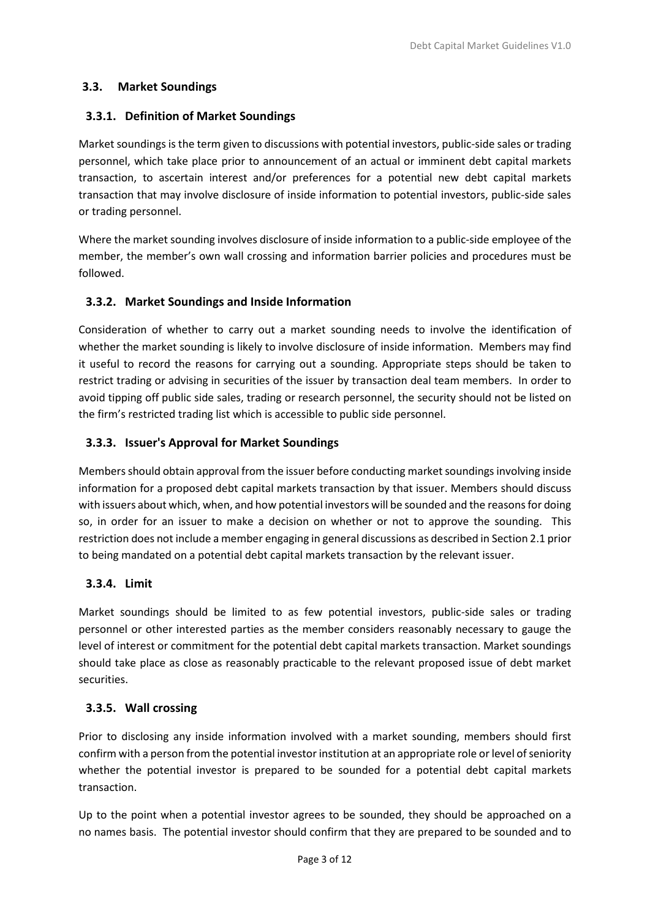## 3.3. Market Soundings

### 3.3.1. Definition of Market Soundings

Market soundings is the term given to discussions with potential investors, public-side sales or trading personnel, which take place prior to announcement of an actual or imminent debt capital markets transaction, to ascertain interest and/or preferences for a potential new debt capital markets transaction that may involve disclosure of inside information to potential investors, public-side sales or trading personnel.

Where the market sounding involves disclosure of inside information to a public-side employee of the member, the member's own wall crossing and information barrier policies and procedures must be followed.

### 3.3.2. Market Soundings and Inside Information

Consideration of whether to carry out a market sounding needs to involve the identification of whether the market sounding is likely to involve disclosure of inside information. Members may find it useful to record the reasons for carrying out a sounding. Appropriate steps should be taken to restrict trading or advising in securities of the issuer by transaction deal team members. In order to avoid tipping off public side sales, trading or research personnel, the security should not be listed on the firm's restricted trading list which is accessible to public side personnel.

### 3.3.3. Issuer's Approval for Market Soundings

Members should obtain approval from the issuer before conducting market soundings involving inside information for a proposed debt capital markets transaction by that issuer. Members should discuss with issuers about which, when, and how potential investors will be sounded and the reasons for doing so, in order for an issuer to make a decision on whether or not to approve the sounding. This restriction does not include a member engaging in general discussions as described in Section 2.1 prior to being mandated on a potential debt capital markets transaction by the relevant issuer.

### 3.3.4. Limit

Market soundings should be limited to as few potential investors, public-side sales or trading personnel or other interested parties as the member considers reasonably necessary to gauge the level of interest or commitment for the potential debt capital markets transaction. Market soundings should take place as close as reasonably practicable to the relevant proposed issue of debt market securities.

### 3.3.5. Wall crossing

Prior to disclosing any inside information involved with a market sounding, members should first confirm with a person from the potential investor institution at an appropriate role or level of seniority whether the potential investor is prepared to be sounded for a potential debt capital markets transaction.

Up to the point when a potential investor agrees to be sounded, they should be approached on a no names basis. The potential investor should confirm that they are prepared to be sounded and to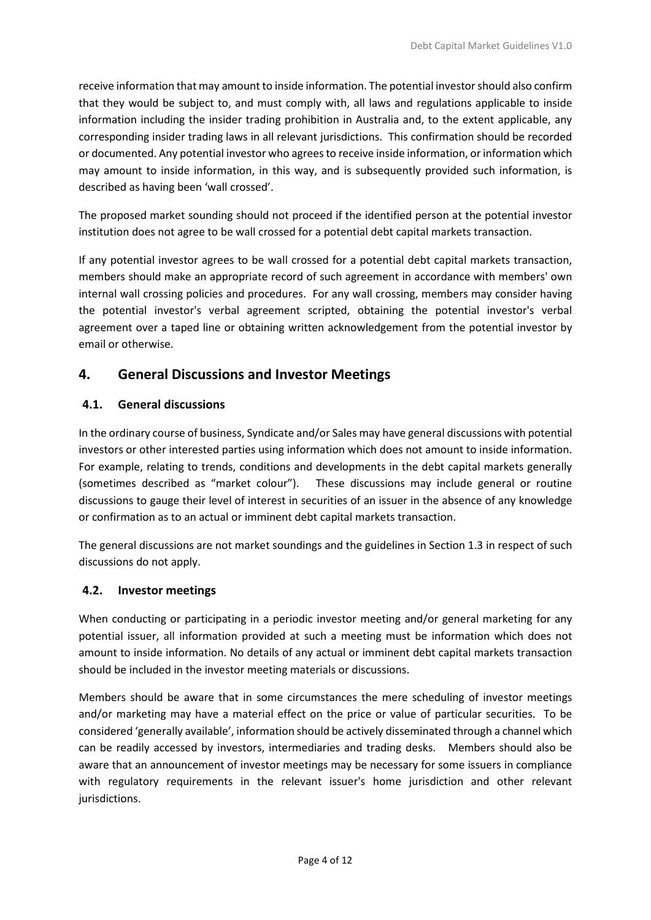receive information that may amount to inside information. The potential investor should also confirm that they would be subject to, and must comply with, all laws and regulations applicable to inside information including the insider trading prohibition in Australia and, to the extent applicable, any corresponding insider trading laws in all relevant jurisdictions. This confirmation should be recorded or documented. Any potential investor who agrees to receive inside information, or information which may amount to inside information, in this way, and is subsequently provided such information, is described as having been 'wall crossed'.

The proposed market sounding should not proceed if the identified person at the potential investor institution does not agree to be wall crossed for a potential debt capital markets transaction.

If any potential investor agrees to be wall crossed for a potential debt capital markets transaction, members should make an appropriate record of such agreement in accordance with members' own internal wall crossing policies and procedures. For any wall crossing, members may consider having the potential investor's verbal agreement scripted, obtaining the potential investor's verbal agreement over a taped line or obtaining written acknowledgement from the potential investor by email or otherwise.

## 4. General Discussions and Investor Meetings

### 4.1. General discussions

In the ordinary course of business, Syndicate and/or Sales may have general discussions with potential investors or other interested parties using information which does not amount to inside information. For example, relating to trends, conditions and developments in the debt capital markets generally (sometimes described as "market colour"). These discussions may include general or routine discussions to gauge their level of interest in securities of an issuer in the absence of any knowledge or confirmation as to an actual or imminent debt capital markets transaction.

The general discussions are not market soundings and the guidelines in Section 1.3 in respect of such discussions do not apply.

### 4.2. Investor meetings

When conducting or participating in a periodic investor meeting and/or general marketing for any potential issuer, all information provided at such a meeting must be information which does not amount to inside information. No details of any actual or imminent debt capital markets transaction should be included in the investor meeting materials or discussions.

Members should be aware that in some circumstances the mere scheduling of investor meetings and/or marketing may have a material effect on the price or value of particular securities. To be considered 'generally available', information should be actively disseminated through a channel which can be readily accessed by investors, intermediaries and trading desks. Members should also be aware that an announcement of investor meetings may be necessary for some issuers in compliance with regulatory requirements in the relevant issuer's home jurisdiction and other relevant jurisdictions.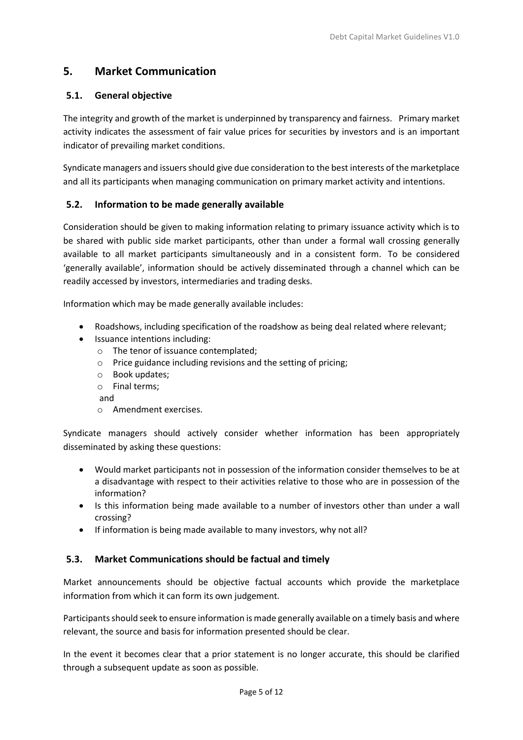## 5. Market Communication

### 5.1. General objective

The integrity and growth of the market is underpinned by transparency and fairness. Primary market activity indicates the assessment of fair value prices for securities by investors and is an important indicator of prevailing market conditions.

Syndicate managers and issuers should give due consideration to the best interests of the marketplace and all its participants when managing communication on primary market activity and intentions.

### 5.2. Information to be made generally available

Consideration should be given to making information relating to primary issuance activity which is to be shared with public side market participants, other than under a formal wall crossing generally available to all market participants simultaneously and in a consistent form. To be considered 'generally available', information should be actively disseminated through a channel which can be readily accessed by investors, intermediaries and trading desks.

Information which may be made generally available includes:

- Roadshows, including specification of the roadshow as being deal related where relevant;
- Issuance intentions including:
  - The tenor of issuance contemplated;
  - Price guidance including revisions and the setting of pricing;
  - Book updates;
  - Final terms;

  and
  - Amendment exercises.

Syndicate managers should actively consider whether information has been appropriately disseminated by asking these questions:

- Would market participants not in possession of the information consider themselves to be at a disadvantage with respect to their activities relative to those who are in possession of the information?
- Is this information being made available to a number of investors other than under a wall crossing?
- If information is being made available to many investors, why not all?

### 5.3. Market Communications should be factual and timely

Market announcements should be objective factual accounts which provide the marketplace information from which it can form its own judgement.

Participants should seek to ensure information is made generally available on a timely basis and where relevant, the source and basis for information presented should be clear.

In the event it becomes clear that a prior statement is no longer accurate, this should be clarified through a subsequent update as soon as possible.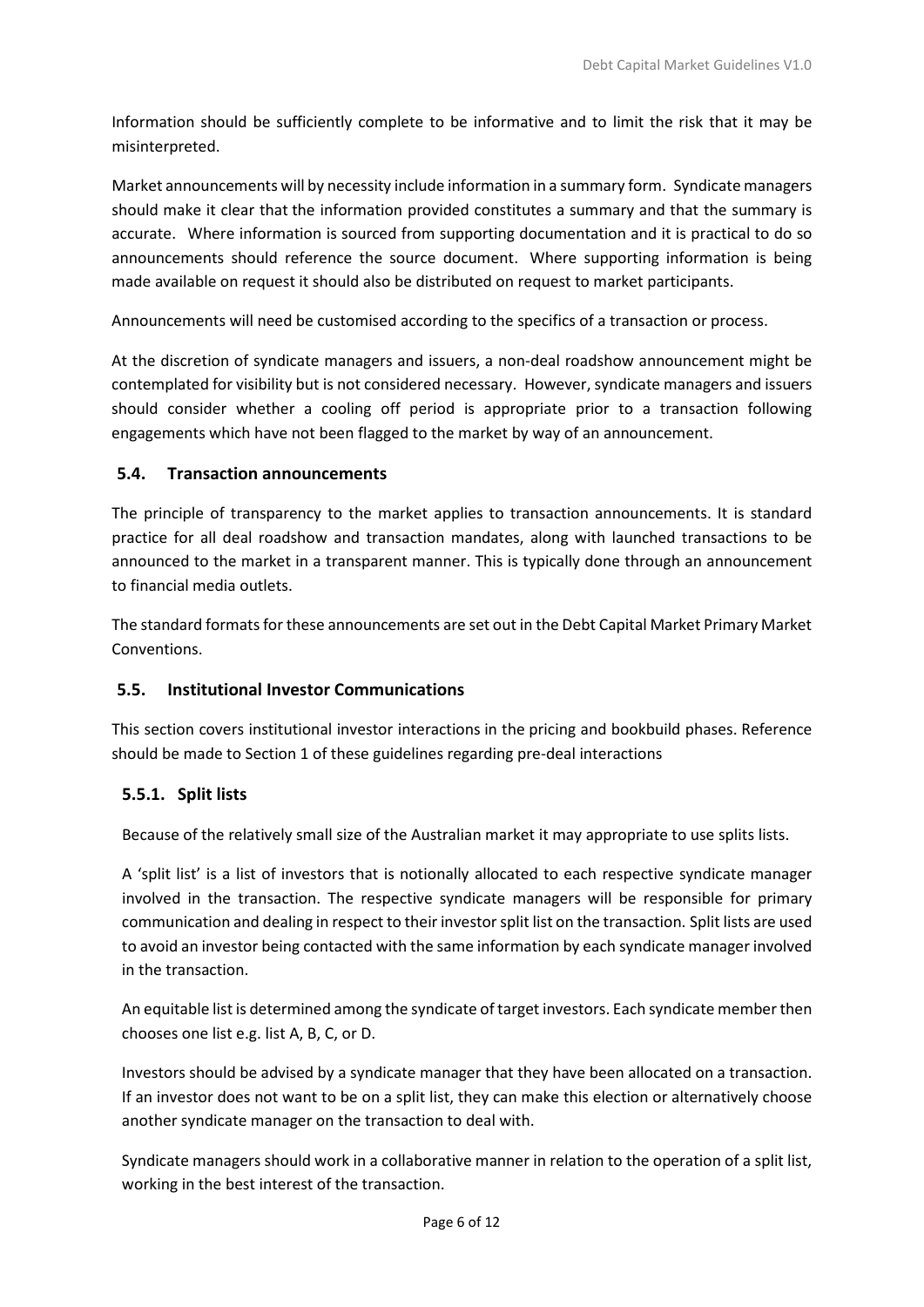Information should be sufficiently complete to be informative and to limit the risk that it may be misinterpreted.

Market announcements will by necessity include information in a summary form. Syndicate managers should make it clear that the information provided constitutes a summary and that the summary is accurate. Where information is sourced from supporting documentation and it is practical to do so announcements should reference the source document. Where supporting information is being made available on request it should also be distributed on request to market participants.

Announcements will need be customised according to the specifics of a transaction or process.

At the discretion of syndicate managers and issuers, a non-deal roadshow announcement might be contemplated for visibility but is not considered necessary. However, syndicate managers and issuers should consider whether a cooling off period is appropriate prior to a transaction following engagements which have not been flagged to the market by way of an announcement.

## 5.4. Transaction announcements

The principle of transparency to the market applies to transaction announcements. It is standard practice for all deal roadshow and transaction mandates, along with launched transactions to be announced to the market in a transparent manner. This is typically done through an announcement to financial media outlets.

The standard formats for these announcements are set out in the Debt Capital Market Primary Market Conventions.

## 5.5. Institutional Investor Communications

This section covers institutional investor interactions in the pricing and bookbuild phases. Reference should be made to Section 1 of these guidelines regarding pre-deal interactions

### 5.5.1. Split lists

Because of the relatively small size of the Australian market it may appropriate to use splits lists.

A 'split list' is a list of investors that is notionally allocated to each respective syndicate manager involved in the transaction. The respective syndicate managers will be responsible for primary communication and dealing in respect to their investor split list on the transaction. Split lists are used to avoid an investor being contacted with the same information by each syndicate manager involved in the transaction.

An equitable list is determined among the syndicate of target investors. Each syndicate member then chooses one list e.g. list A, B, C, or D.

Investors should be advised by a syndicate manager that they have been allocated on a transaction. If an investor does not want to be on a split list, they can make this election or alternatively choose another syndicate manager on the transaction to deal with.

Syndicate managers should work in a collaborative manner in relation to the operation of a split list, working in the best interest of the transaction.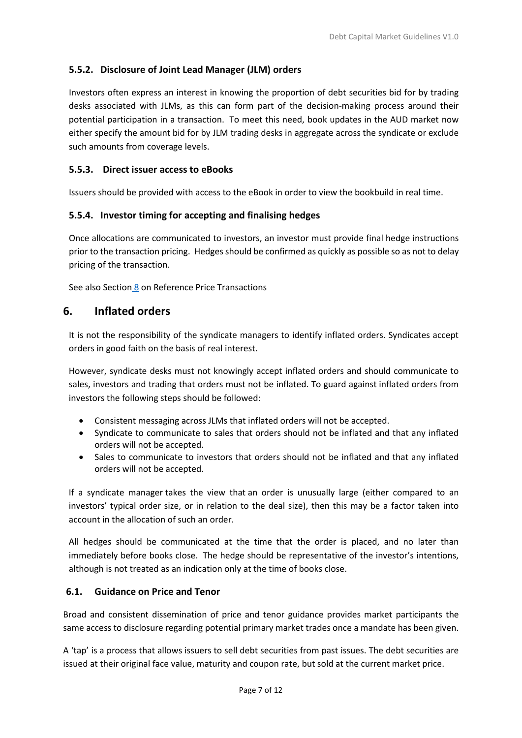### 5.5.2. Disclosure of Joint Lead Manager (JLM) orders

Investors often express an interest in knowing the proportion of debt securities bid for by trading desks associated with JLMs, as this can form part of the decision-making process around their potential participation in a transaction. To meet this need, book updates in the AUD market now either specify the amount bid for by JLM trading desks in aggregate across the syndicate or exclude such amounts from coverage levels.

### 5.5.3. Direct issuer access to eBooks

Issuers should be provided with access to the eBook in order to view the bookbuild in real time.

### 5.5.4. Investor timing for accepting and finalising hedges

Once allocations are communicated to investors, an investor must provide final hedge instructions prior to the transaction pricing. Hedges should be confirmed as quickly as possible so as not to delay pricing of the transaction.

See also Section 8 on Reference Price Transactions

## 6. Inflated orders

It is not the responsibility of the syndicate managers to identify inflated orders. Syndicates accept orders in good faith on the basis of real interest.

However, syndicate desks must not knowingly accept inflated orders and should communicate to sales, investors and trading that orders must not be inflated. To guard against inflated orders from investors the following steps should be followed:

- Consistent messaging across JLMs that inflated orders will not be accepted.
- Syndicate to communicate to sales that orders should not be inflated and that any inflated orders will not be accepted.
- Sales to communicate to investors that orders should not be inflated and that any inflated orders will not be accepted.

If a syndicate manager takes the view that an order is unusually large (either compared to an investors' typical order size, or in relation to the deal size), then this may be a factor taken into account in the allocation of such an order.

All hedges should be communicated at the time that the order is placed, and no later than immediately before books close. The hedge should be representative of the investor's intentions, although is not treated as an indication only at the time of books close.

### 6.1. Guidance on Price and Tenor

Broad and consistent dissemination of price and tenor guidance provides market participants the same access to disclosure regarding potential primary market trades once a mandate has been given.

A 'tap' is a process that allows issuers to sell debt securities from past issues. The debt securities are issued at their original face value, maturity and coupon rate, but sold at the current market price.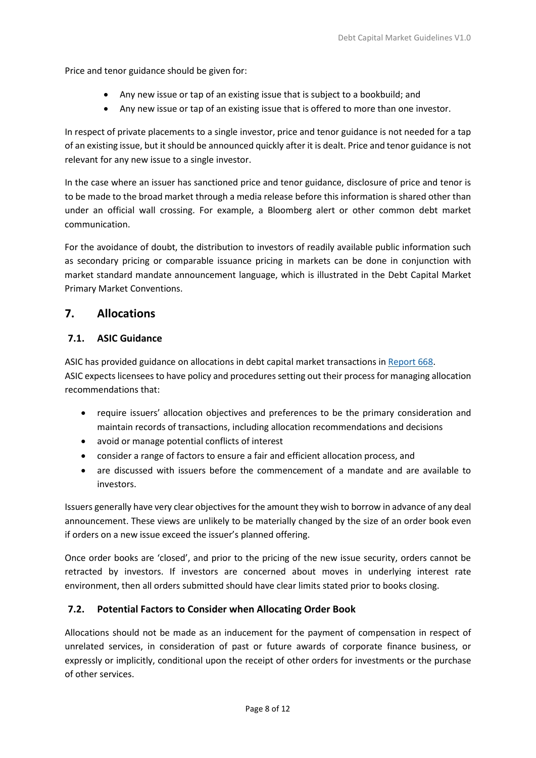Price and tenor guidance should be given for:

- Any new issue or tap of an existing issue that is subject to a bookbuild; and
- Any new issue or tap of an existing issue that is offered to more than one investor.

In respect of private placements to a single investor, price and tenor guidance is not needed for a tap of an existing issue, but it should be announced quickly after it is dealt. Price and tenor guidance is not relevant for any new issue to a single investor.

In the case where an issuer has sanctioned price and tenor guidance, disclosure of price and tenor is to be made to the broad market through a media release before this information is shared other than under an official wall crossing. For example, a Bloomberg alert or other common debt market communication.

For the avoidance of doubt, the distribution to investors of readily available public information such as secondary pricing or comparable issuance pricing in markets can be done in conjunction with market standard mandate announcement language, which is illustrated in the Debt Capital Market Primary Market Conventions.

## 7. Allocations

### 7.1. ASIC Guidance

ASIC has provided guidance on allocations in debt capital market transactions in Report 668.
ASIC expects licensees to have policy and procedures setting out their process for managing allocation recommendations that:

- require issuers' allocation objectives and preferences to be the primary consideration and maintain records of transactions, including allocation recommendations and decisions
- avoid or manage potential conflicts of interest
- consider a range of factors to ensure a fair and efficient allocation process, and
- are discussed with issuers before the commencement of a mandate and are available to investors.

Issuers generally have very clear objectives for the amount they wish to borrow in advance of any deal announcement. These views are unlikely to be materially changed by the size of an order book even if orders on a new issue exceed the issuer's planned offering.

Once order books are 'closed', and prior to the pricing of the new issue security, orders cannot be retracted by investors. If investors are concerned about moves in underlying interest rate environment, then all orders submitted should have clear limits stated prior to books closing.

### 7.2. Potential Factors to Consider when Allocating Order Book

Allocations should not be made as an inducement for the payment of compensation in respect of unrelated services, in consideration of past or future awards of corporate finance business, or expressly or implicitly, conditional upon the receipt of other orders for investments or the purchase of other services.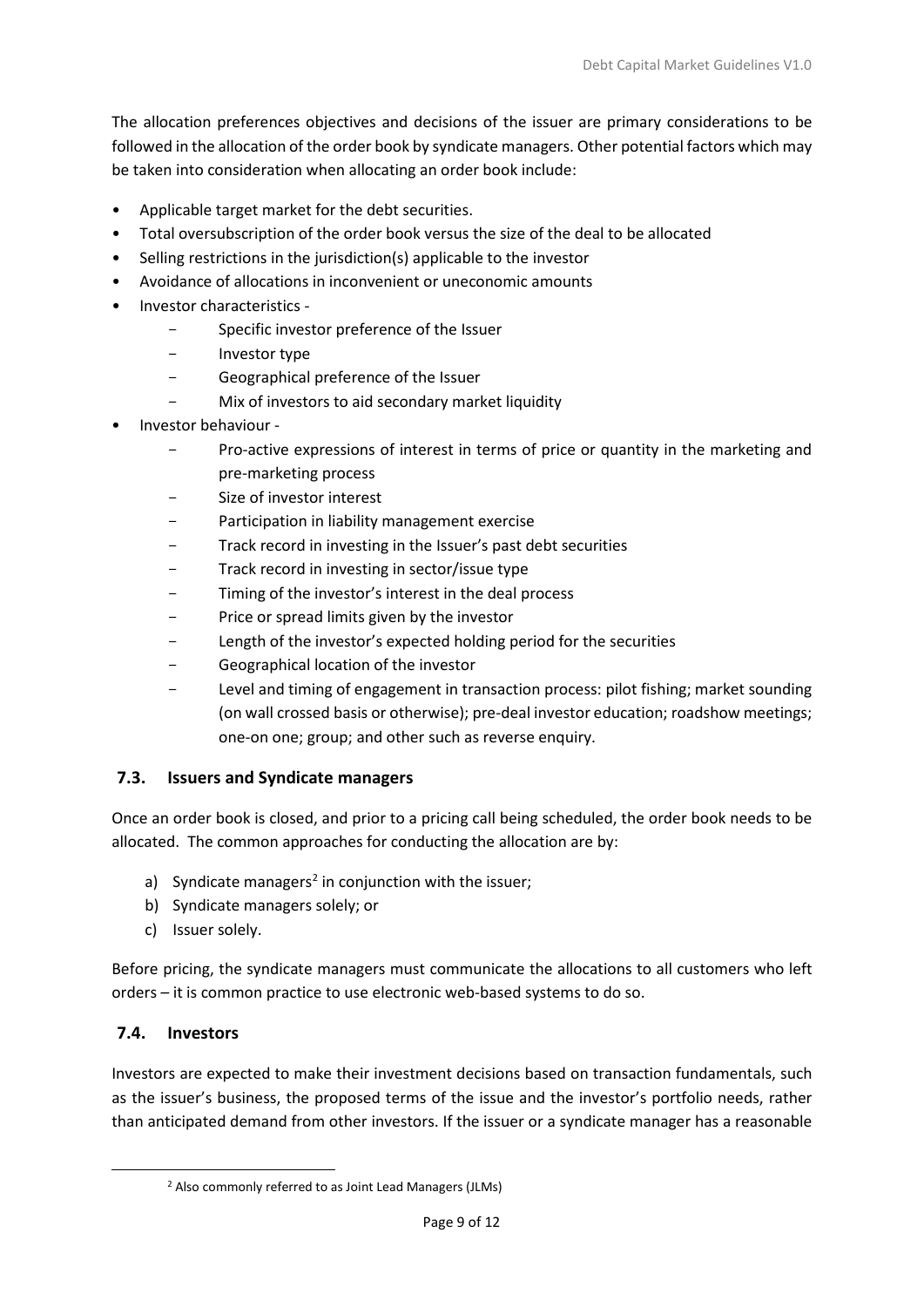The allocation preferences objectives and decisions of the issuer are primary considerations to be followed in the allocation of the order book by syndicate managers. Other potential factors which may be taken into consideration when allocating an order book include:

- Applicable target market for the debt securities.
- Total oversubscription of the order book versus the size of the deal to be allocated
- Selling restrictions in the jurisdiction(s) applicable to the investor
- Avoidance of allocations in inconvenient or uneconomic amounts
- Investor characteristics -
  - Specific investor preference of the Issuer
  - Investor type
  - Geographical preference of the Issuer
  - Mix of investors to aid secondary market liquidity
- Investor behaviour -
  - Pro-active expressions of interest in terms of price or quantity in the marketing and pre-marketing process
  - Size of investor interest
  - Participation in liability management exercise
  - Track record in investing in the Issuer's past debt securities
  - Track record in investing in sector/issue type
  - Timing of the investor's interest in the deal process
  - Price or spread limits given by the investor
  - Length of the investor's expected holding period for the securities
  - Geographical location of the investor
  - Level and timing of engagement in transaction process: pilot fishing; market sounding (on wall crossed basis or otherwise); pre-deal investor education; roadshow meetings; one-on one; group; and other such as reverse enquiry.

## 7.3. Issuers and Syndicate managers

Once an order book is closed, and prior to a pricing call being scheduled, the order book needs to be allocated. The common approaches for conducting the allocation are by:

a) Syndicate managers[2] in conjunction with the issuer;
b) Syndicate managers solely; or
c) Issuer solely.

Before pricing, the syndicate managers must communicate the allocations to all customers who left orders – it is common practice to use electronic web-based systems to do so.

## 7.4. Investors

Investors are expected to make their investment decisions based on transaction fundamentals, such as the issuer's business, the proposed terms of the issue and the investor's portfolio needs, rather than anticipated demand from other investors. If the issuer or a syndicate manager has a reasonable

[2] Also commonly referred to as Joint Lead Managers (JLMs)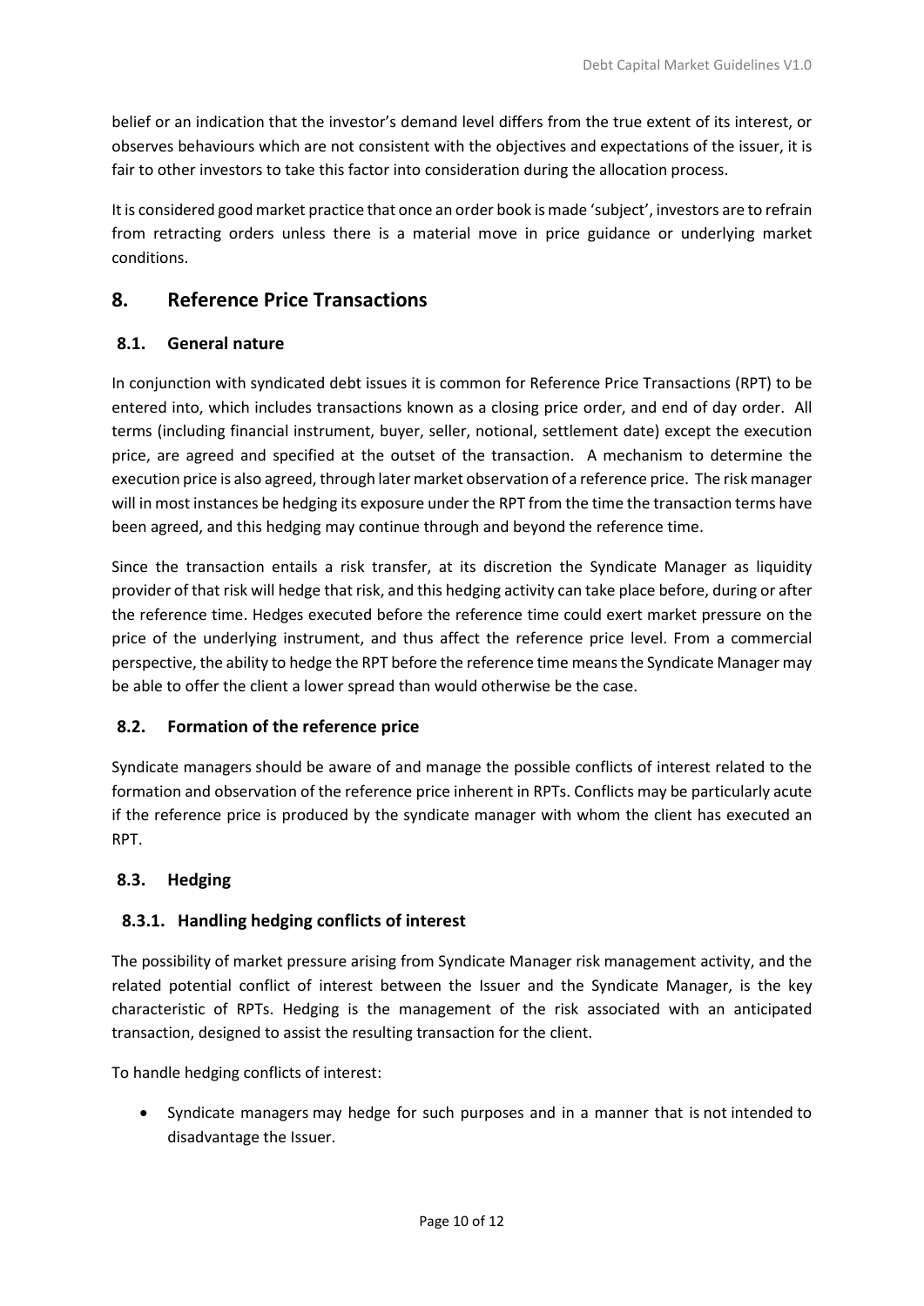belief or an indication that the investor's demand level differs from the true extent of its interest, or observes behaviours which are not consistent with the objectives and expectations of the issuer, it is fair to other investors to take this factor into consideration during the allocation process.

It is considered good market practice that once an order book is made 'subject', investors are to refrain from retracting orders unless there is a material move in price guidance or underlying market conditions.

## 8. Reference Price Transactions

### 8.1. General nature

In conjunction with syndicated debt issues it is common for Reference Price Transactions (RPT) to be entered into, which includes transactions known as a closing price order, and end of day order. All terms (including financial instrument, buyer, seller, notional, settlement date) except the execution price, are agreed and specified at the outset of the transaction. A mechanism to determine the execution price is also agreed, through later market observation of a reference price. The risk manager will in most instances be hedging its exposure under the RPT from the time the transaction terms have been agreed, and this hedging may continue through and beyond the reference time.

Since the transaction entails a risk transfer, at its discretion the Syndicate Manager as liquidity provider of that risk will hedge that risk, and this hedging activity can take place before, during or after the reference time. Hedges executed before the reference time could exert market pressure on the price of the underlying instrument, and thus affect the reference price level. From a commercial perspective, the ability to hedge the RPT before the reference time means the Syndicate Manager may be able to offer the client a lower spread than would otherwise be the case.

### 8.2. Formation of the reference price

Syndicate managers should be aware of and manage the possible conflicts of interest related to the formation and observation of the reference price inherent in RPTs. Conflicts may be particularly acute if the reference price is produced by the syndicate manager with whom the client has executed an RPT.

### 8.3. Hedging

#### 8.3.1. Handling hedging conflicts of interest

The possibility of market pressure arising from Syndicate Manager risk management activity, and the related potential conflict of interest between the Issuer and the Syndicate Manager, is the key characteristic of RPTs. Hedging is the management of the risk associated with an anticipated transaction, designed to assist the resulting transaction for the client.

To handle hedging conflicts of interest:

- Syndicate managers may hedge for such purposes and in a manner that is not intended to disadvantage the Issuer.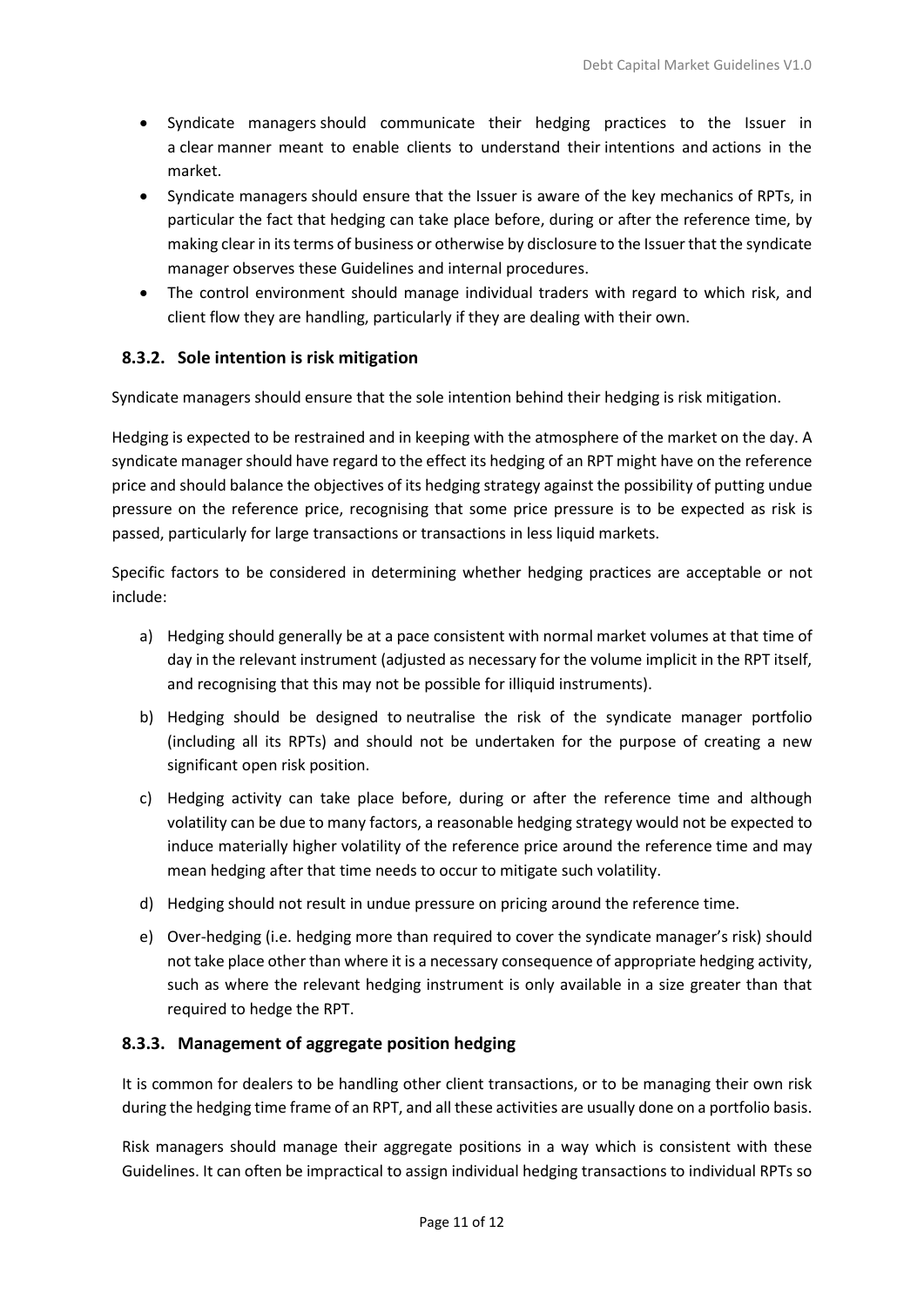- Syndicate managers should communicate their hedging practices to the Issuer in a clear manner meant to enable clients to understand their intentions and actions in the market.
- Syndicate managers should ensure that the Issuer is aware of the key mechanics of RPTs, in particular the fact that hedging can take place before, during or after the reference time, by making clear in its terms of business or otherwise by disclosure to the Issuer that the syndicate manager observes these Guidelines and internal procedures.
- The control environment should manage individual traders with regard to which risk, and client flow they are handling, particularly if they are dealing with their own.

### 8.3.2. Sole intention is risk mitigation

Syndicate managers should ensure that the sole intention behind their hedging is risk mitigation.

Hedging is expected to be restrained and in keeping with the atmosphere of the market on the day. A syndicate manager should have regard to the effect its hedging of an RPT might have on the reference price and should balance the objectives of its hedging strategy against the possibility of putting undue pressure on the reference price, recognising that some price pressure is to be expected as risk is passed, particularly for large transactions or transactions in less liquid markets.

Specific factors to be considered in determining whether hedging practices are acceptable or not include:

a) Hedging should generally be at a pace consistent with normal market volumes at that time of day in the relevant instrument (adjusted as necessary for the volume implicit in the RPT itself, and recognising that this may not be possible for illiquid instruments).

b) Hedging should be designed to neutralise the risk of the syndicate manager portfolio (including all its RPTs) and should not be undertaken for the purpose of creating a new significant open risk position.

c) Hedging activity can take place before, during or after the reference time and although volatility can be due to many factors, a reasonable hedging strategy would not be expected to induce materially higher volatility of the reference price around the reference time and may mean hedging after that time needs to occur to mitigate such volatility.

d) Hedging should not result in undue pressure on pricing around the reference time.

e) Over-hedging (i.e. hedging more than required to cover the syndicate manager's risk) should not take place other than where it is a necessary consequence of appropriate hedging activity, such as where the relevant hedging instrument is only available in a size greater than that required to hedge the RPT.

### 8.3.3. Management of aggregate position hedging

It is common for dealers to be handling other client transactions, or to be managing their own risk during the hedging time frame of an RPT, and all these activities are usually done on a portfolio basis.

Risk managers should manage their aggregate positions in a way which is consistent with these Guidelines. It can often be impractical to assign individual hedging transactions to individual RPTs so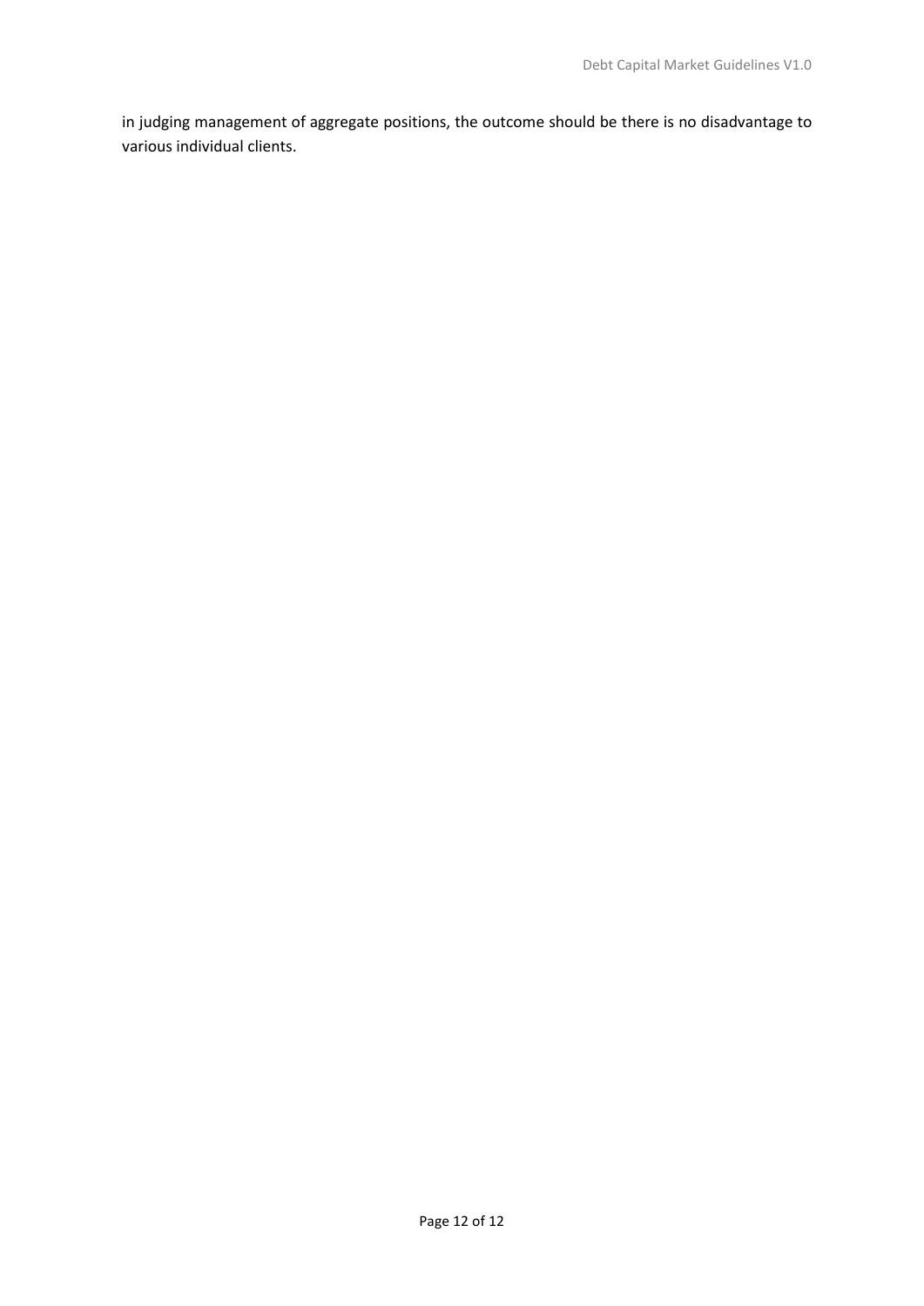in judging management of aggregate positions, the outcome should be there is no disadvantage to various individual clients.